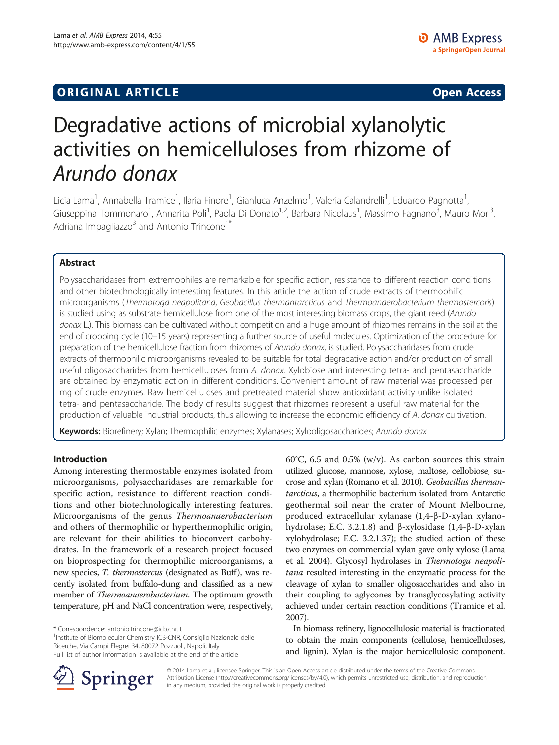ORIGINAL ARTICLE Open Access

# Degradative actions of microbial xylanolytic activities on hemicelluloses from rhizome of *Arundo donax*

Licia Lama[1], Annabella Tramice[1], Ilaria Finore[1], Gianluca Anzelmo[1], Valeria Calandrelli[1], Eduardo Pagnotta[1], Giuseppina Tommonaro[1], Annarita Poli[1], Paola Di Donato[1,2], Barbara Nicolaus[1], Massimo Fagnano[3], Mauro Mori[3], Adriana Impagliazzo[3] and Antonio Trincone[1*]

## Abstract

Polysaccharidases from extremophiles are remarkable for specific action, resistance to different reaction conditions and other biotechnologically interesting features. In this article the action of crude extracts of thermophilic microorganisms (*Thermotoga neapolitana*, *Geobacillus thermantarcticus* and *Thermoanaerobacterium thermostercoris*) is studied using as substrate hemicellulose from one of the most interesting biomass crops, the giant reed (*Arundo donax* L.). This biomass can be cultivated without competition and a huge amount of rhizomes remains in the soil at the end of cropping cycle (10–15 years) representing a further source of useful molecules. Optimization of the procedure for preparation of the hemicellulose fraction from rhizomes of *Arundo donax*, is studied. Polysaccharidases from crude extracts of thermophilic microorganisms revealed to be suitable for total degradative action and/or production of small useful oligosaccharides from hemicelluloses from *A. donax*. Xylobiose and interesting tetra- and pentasaccharide are obtained by enzymatic action in different conditions. Convenient amount of raw material was processed per mg of crude enzymes. Raw hemicelluloses and pretreated material show antioxidant activity unlike isolated tetra- and pentasaccharide. The body of results suggest that rhizomes represent a useful raw material for the production of valuable industrial products, thus allowing to increase the economic efficiency of *A. donax* cultivation.

**Keywords:** Biorefinery; Xylan; Thermophilic enzymes; Xylanases; Xylooligosaccharides; *Arundo donax*

## Introduction

Among interesting thermostable enzymes isolated from microorganisms, polysaccharidases are remarkable for specific action, resistance to different reaction conditions and other biotechnologically interesting features. Microorganisms of the genus *Thermoanaerobacterium* and others of thermophilic or hyperthermophilic origin, are relevant for their abilities to bioconvert carbohydrates. In the framework of a research project focused on bioprospecting for thermophilic microorganisms, a new species, *T. thermostercus* (designated as Buff), was recently isolated from buffalo-dung and classified as a new member of *Thermoanaerobacterium*. The optimum growth temperature, pH and NaCl concentration were, respectively, 60°C, 6.5 and 0.5% (w/v). As carbon sources this strain utilized glucose, mannose, xylose, maltose, cellobiose, sucrose and xylan (Romano et al. 2010). *Geobacillus thermantarcticus*, a thermophilic bacterium isolated from Antarctic geothermal soil near the crater of Mount Melbourne, produced extracellular xylanase (1,4-β-D-xylan xylanohydrolase; E.C. 3.2.1.8) and β-xylosidase (1,4-β-D-xylan xylohydrolase; E.C. 3.2.1.37); the studied action of these two enzymes on commercial xylan gave only xylose (Lama et al. 2004). Glycosyl hydrolases in *Thermotoga neapolitana* resulted interesting in the enzymatic process for the cleavage of xylan to smaller oligosaccharides and also in their coupling to aglycones by transglycosylating activity achieved under certain reaction conditions (Tramice et al. 2007).

In biomass refinery, lignocellulosic material is fractionated to obtain the main components (cellulose, hemicelluloses, and lignin). Xylan is the major hemicellulosic component.

\* Correspondence: antonio.trincone@icb.cnr.it
[1]Institute of Biomolecular Chemistry ICB-CNR, Consiglio Nazionale delle Ricerche, Via Campi Flegrei 34, 80072 Pozzuoli, Napoli, Italy
Full list of author information is available at the end of the article

© 2014 Lama et al.; licensee Springer. This is an Open Access article distributed under the terms of the Creative Commons Attribution License (http://creativecommons.org/licenses/by/4.0), which permits unrestricted use, distribution, and reproduction in any medium, provided the original work is properly credited.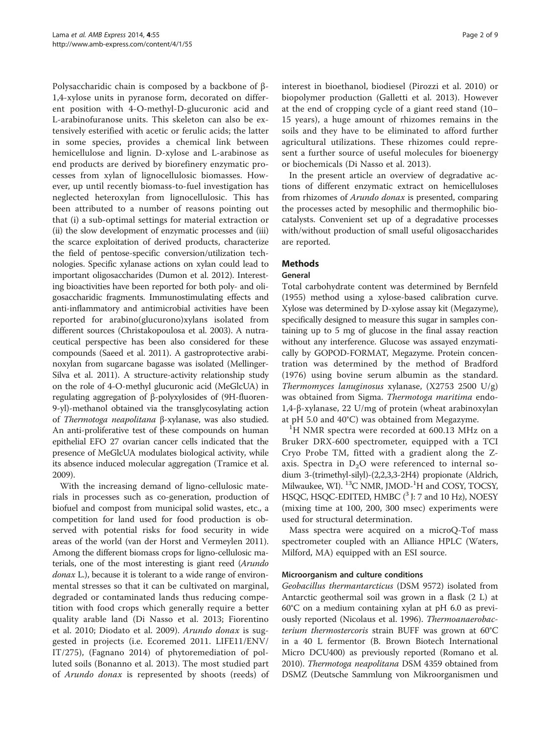Polysaccharidic chain is composed by a backbone of β-1,4-xylose units in pyranose form, decorated on different position with 4-O-methyl-D-glucuronic acid and L-arabinofuranose units. This skeleton can also be extensively esterified with acetic or ferulic acids; the latter in some species, provides a chemical link between hemicellulose and lignin. D-xylose and L-arabinose as end products are derived by biorefinery enzymatic processes from xylan of lignocellulosic biomasses. However, up until recently biomass-to-fuel investigation has neglected heteroxylan from lignocellulosic. This has been attributed to a number of reasons pointing out that (i) a sub-optimal settings for material extraction or (ii) the slow development of enzymatic processes and (iii) the scarce exploitation of derived products, characterize the field of pentose-specific conversion/utilization technologies. Specific xylanase actions on xylan could lead to important oligosaccharides (Dumon et al. 2012). Interesting bioactivities have been reported for both poly- and oligosaccharidic fragments. Immunostimulating effects and anti-inflammatory and antimicrobial activities have been reported for arabino(glucurono)xylans isolated from different sources (Christakopoulosa et al. 2003). A nutraceutical perspective has been also considered for these compounds (Saeed et al. 2011). A gastroprotective arabinoxylan from sugarcane bagasse was isolated (Mellinger-Silva et al. 2011). A structure-activity relationship study on the role of 4-O-methyl glucuronic acid (MeGlcUA) in regulating aggregation of β-polyxylosides of (9H-fluoren-9-yl)-methanol obtained via the transglycosylating action of *Thermotoga neapolitana* β-xylanase, was also studied. An anti-proliferative test of these compounds on human epithelial EFO 27 ovarian cancer cells indicated that the presence of MeGlcUA modulates biological activity, while its absence induced molecular aggregation (Tramice et al. 2009).

With the increasing demand of ligno-cellulosic materials in processes such as co-generation, production of biofuel and compost from municipal solid wastes, etc., a competition for land used for food production is observed with potential risks for food security in wide areas of the world (van der Horst and Vermeylen 2011). Among the different biomass crops for ligno-cellulosic materials, one of the most interesting is giant reed (*Arundo donax* L.), because it is tolerant to a wide range of environmental stresses so that it can be cultivated on marginal, degraded or contaminated lands thus reducing competition with food crops which generally require a better quality arable land (Di Nasso et al. 2013; Fiorentino et al. 2010; Diodato et al. 2009). *Arundo donax* is suggested in projects (i.e. Ecoremed 2011. LIFE11/ENV/IT/275), (Fagnano 2014) of phytoremediation of polluted soils (Bonanno et al. 2013). The most studied part of *Arundo donax* is represented by shoots (reeds) of interest in bioethanol, biodiesel (Pirozzi et al. 2010) or biopolymer production (Galletti et al. 2013). However at the end of cropping cycle of a giant reed stand (10–15 years), a huge amount of rhizomes remains in the soils and they have to be eliminated to afford further agricultural utilizations. These rhizomes could represent a further source of useful molecules for bioenergy or biochemicals (Di Nasso et al. 2013).

In the present article an overview of degradative actions of different enzymatic extract on hemicelluloses from rhizomes of *Arundo donax* is presented, comparing the processes acted by mesophilic and thermophilic biocatalysts. Convenient set up of a degradative processes with/without production of small useful oligosaccharides are reported.

## Methods

### General

Total carbohydrate content was determined by Bernfeld (1955) method using a xylose-based calibration curve. Xylose was determined by D-xylose assay kit (Megazyme), specifically designed to measure this sugar in samples containing up to 5 mg of glucose in the final assay reaction without any interference. Glucose was assayed enzymatically by GOPOD-FORMAT, Megazyme. Protein concentration was determined by the method of Bradford (1976) using bovine serum albumin as the standard. *Thermomyces lanuginosus* xylanase, (X2753 2500 U/g) was obtained from Sigma. *Thermotoga maritima* endo-1,4-β-xylanase, 22 U/mg of protein (wheat arabinoxylan at pH 5.0 and 40°C) was obtained from Megazyme.

$^1$H NMR spectra were recorded at 600.13 MHz on a Bruker DRX-600 spectrometer, equipped with a TCI Cryo Probe TM, fitted with a gradient along the Z-axis. Spectra in $D_2O$ were referenced to internal sodium 3-(trimethyl-silyl)-(2,2,3,3-2H4) propionate (Aldrich, Milwaukee, WI). $^{13}$C NMR, JMOD-$^1$H and COSY, TOCSY, HSQC, HSQC-EDITED, HMBC ($^3$J: 7 and 10 Hz), NOESY (mixing time at 100, 200, 300 msec) experiments were used for structural determination.

Mass spectra were acquired on a microQ-Tof mass spectrometer coupled with an Alliance HPLC (Waters, Milford, MA) equipped with an ESI source.

### Microorganism and culture conditions

*Geobacillus thermantarcticus* (DSM 9572) isolated from Antarctic geothermal soil was grown in a flask (2 L) at 60°C on a medium containing xylan at pH 6.0 as previously reported (Nicolaus et al. 1996). *Thermoanaerobacterium thermostercoris* strain BUFF was grown at 60°C in a 40 L fermentor (B. Brown Biotech International Micro DCU400) as previously reported (Romano et al. 2010). *Thermotoga neapolitana* DSM 4359 obtained from DSMZ (Deutsche Sammlung von Mikroorganismen und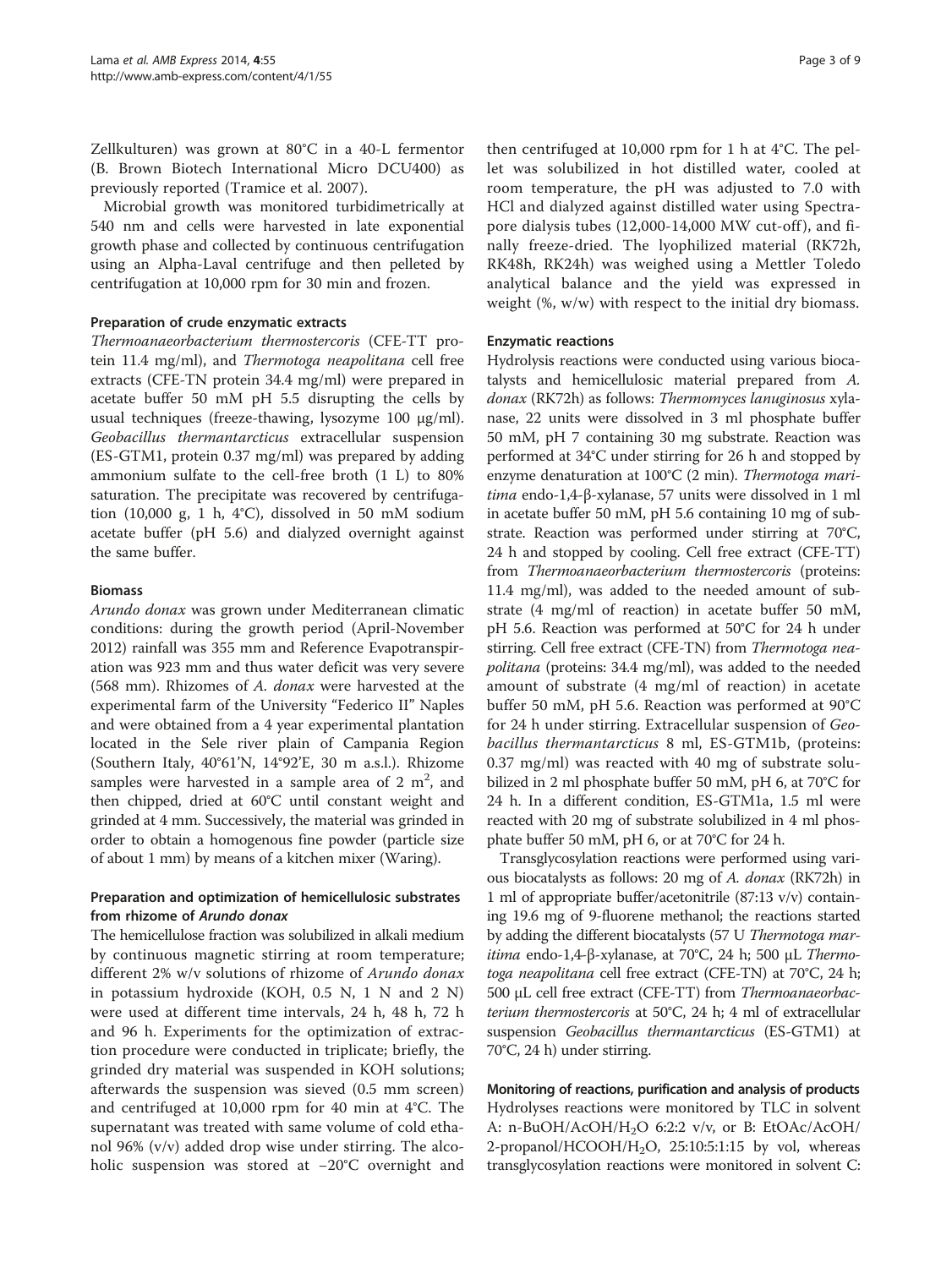Zellkulturen) was grown at 80°C in a 40-L fermentor (B. Brown Biotech International Micro DCU400) as previously reported (Tramice et al. 2007).

Microbial growth was monitored turbidimetrically at 540 nm and cells were harvested in late exponential growth phase and collected by continuous centrifugation using an Alpha-Laval centrifuge and then pelleted by centrifugation at 10,000 rpm for 30 min and frozen.

### Preparation of crude enzymatic extracts

*Thermoanaeorbacterium thermostercoris* (CFE-TT protein 11.4 mg/ml), and *Thermotoga neapolitana* cell free extracts (CFE-TN protein 34.4 mg/ml) were prepared in acetate buffer 50 mM pH 5.5 disrupting the cells by usual techniques (freeze-thawing, lysozyme 100 μg/ml). *Geobacillus thermantarcticus* extracellular suspension (ES-GTM1, protein 0.37 mg/ml) was prepared by adding ammonium sulfate to the cell-free broth (1 L) to 80% saturation. The precipitate was recovered by centrifugation (10,000 g, 1 h, 4°C), dissolved in 50 mM sodium acetate buffer (pH 5.6) and dialyzed overnight against the same buffer.

### Biomass

*Arundo donax* was grown under Mediterranean climatic conditions: during the growth period (April-November 2012) rainfall was 355 mm and Reference Evapotranspiration was 923 mm and thus water deficit was very severe (568 mm). Rhizomes of *A. donax* were harvested at the experimental farm of the University "Federico II" Naples and were obtained from a 4 year experimental plantation located in the Sele river plain of Campania Region (Southern Italy, 40°61'N, 14°92'E, 30 m a.s.l.). Rhizome samples were harvested in a sample area of 2 $m^2$, and then chipped, dried at 60°C until constant weight and grinded at 4 mm. Successively, the material was grinded in order to obtain a homogenous fine powder (particle size of about 1 mm) by means of a kitchen mixer (Waring).

### Preparation and optimization of hemicellulosic substrates from rhizome of *Arundo donax*

The hemicellulose fraction was solubilized in alkali medium by continuous magnetic stirring at room temperature; different 2% w/v solutions of rhizome of *Arundo donax* in potassium hydroxide (KOH, 0.5 N, 1 N and 2 N) were used at different time intervals, 24 h, 48 h, 72 h and 96 h. Experiments for the optimization of extraction procedure were conducted in triplicate; briefly, the grinded dry material was suspended in KOH solutions; afterwards the suspension was sieved (0.5 mm screen) and centrifuged at 10,000 rpm for 40 min at 4°C. The supernatant was treated with same volume of cold ethanol 96% (v/v) added drop wise under stirring. The alcoholic suspension was stored at −20°C overnight and then centrifuged at 10,000 rpm for 1 h at 4°C. The pellet was solubilized in hot distilled water, cooled at room temperature, the pH was adjusted to 7.0 with HCl and dialyzed against distilled water using Spectrapore dialysis tubes (12,000-14,000 MW cut-off), and finally freeze-dried. The lyophilized material (RK72h, RK48h, RK24h) was weighed using a Mettler Toledo analytical balance and the yield was expressed in weight (%, w/w) with respect to the initial dry biomass.

### Enzymatic reactions

Hydrolysis reactions were conducted using various biocatalysts and hemicellulosic material prepared from *A. donax* (RK72h) as follows: *Thermomyces lanuginosus* xylanase, 22 units were dissolved in 3 ml phosphate buffer 50 mM, pH 7 containing 30 mg substrate. Reaction was performed at 34°C under stirring for 26 h and stopped by enzyme denaturation at 100°C (2 min). *Thermotoga maritima* endo-1,4-β-xylanase, 57 units were dissolved in 1 ml in acetate buffer 50 mM, pH 5.6 containing 10 mg of substrate. Reaction was performed under stirring at 70°C, 24 h and stopped by cooling. Cell free extract (CFE-TT) from *Thermoanaeorbacterium thermostercoris* (proteins: 11.4 mg/ml), was added to the needed amount of substrate (4 mg/ml of reaction) in acetate buffer 50 mM, pH 5.6. Reaction was performed at 50°C for 24 h under stirring. Cell free extract (CFE-TN) from *Thermotoga neapolitana* (proteins: 34.4 mg/ml), was added to the needed amount of substrate (4 mg/ml of reaction) in acetate buffer 50 mM, pH 5.6. Reaction was performed at 90°C for 24 h under stirring. Extracellular suspension of *Geobacillus thermantarcticus* 8 ml, ES-GTM1b, (proteins: 0.37 mg/ml) was reacted with 40 mg of substrate solubilized in 2 ml phosphate buffer 50 mM, pH 6, at 70°C for 24 h. In a different condition, ES-GTM1a, 1.5 ml were reacted with 20 mg of substrate solubilized in 4 ml phosphate buffer 50 mM, pH 6, or at 70°C for 24 h.

Transglycosylation reactions were performed using various biocatalysts as follows: 20 mg of *A. donax* (RK72h) in 1 ml of appropriate buffer/acetonitrile (87:13 v/v) containing 19.6 mg of 9-fluorene methanol; the reactions started by adding the different biocatalysts (57 U *Thermotoga maritima* endo-1,4-β-xylanase, at 70°C, 24 h; 500 μL *Thermotoga neapolitana* cell free extract (CFE-TN) at 70°C, 24 h; 500 μL cell free extract (CFE-TT) from *Thermoanaeorbacterium thermostercoris* at 50°C, 24 h; 4 ml of extracellular suspension *Geobacillus thermantarcticus* (ES-GTM1) at 70°C, 24 h) under stirring.

### Monitoring of reactions, purification and analysis of products

Hydrolyses reactions were monitored by TLC in solvent A: n-BuOH/AcOH/$H_2O$ 6:2:2 v/v, or B: EtOAc/AcOH/2-propanol/HCOOH/$H_2O$, 25:10:5:1:15 by vol, whereas transglycosylation reactions were monitored in solvent C: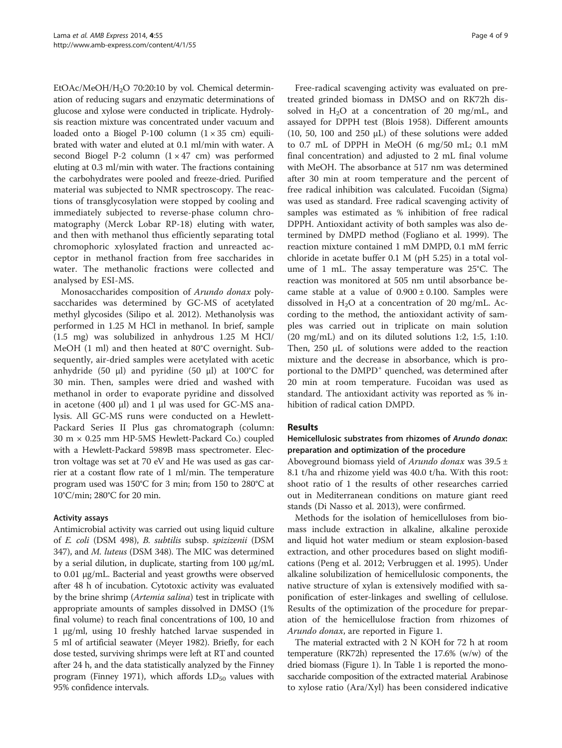EtOAc/MeOH/$H_2O$ 70:20:10 by vol. Chemical determination of reducing sugars and enzymatic determinations of glucose and xylose were conducted in triplicate. Hydrolysis reaction mixture was concentrated under vacuum and loaded onto a Biogel P-100 column (1 × 35 cm) equilibrated with water and eluted at 0.1 ml/min with water. A second Biogel P-2 column (1 × 47 cm) was performed eluting at 0.3 ml/min with water. The fractions containing the carbohydrates were pooled and freeze-dried. Purified material was subjected to NMR spectroscopy. The reactions of transglycosylation were stopped by cooling and immediately subjected to reverse-phase column chromatography (Merck Lobar RP-18) eluting with water, and then with methanol thus efficiently separating total chromophoric xylosylated fraction and unreacted acceptor in methanol fraction from free saccharides in water. The methanolic fractions were collected and analysed by ESI-MS.

Monosaccharides composition of *Arundo donax* polysaccharides was determined by GC-MS of acetylated methyl glycosides (Silipo et al. 2012). Methanolysis was performed in 1.25 M HCl in methanol. In brief, sample (1.5 mg) was solubilized in anhydrous 1.25 M HCl/MeOH (1 ml) and then heated at 80°C overnight. Subsequently, air-dried samples were acetylated with acetic anhydride (50 μl) and pyridine (50 μl) at 100°C for 30 min. Then, samples were dried and washed with methanol in order to evaporate pyridine and dissolved in acetone (400 μl) and 1 μl was used for GC-MS analysis. All GC-MS runs were conducted on a Hewlett-Packard Series II Plus gas chromatograph (column: 30 m × 0.25 mm HP-5MS Hewlett-Packard Co.) coupled with a Hewlett-Packard 5989B mass spectrometer. Electron voltage was set at 70 eV and He was used as gas carrier at a costant flow rate of 1 ml/min. The temperature program used was 150°C for 3 min; from 150 to 280°C at 10°C/min; 280°C for 20 min.

### Activity assays

Antimicrobial activity was carried out using liquid culture of *E. coli* (DSM 498), *B. subtilis* subsp. *spizizenii* (DSM 347), and *M. luteus* (DSM 348). The MIC was determined by a serial dilution, in duplicate, starting from 100 μg/mL to 0.01 μg/mL. Bacterial and yeast growths were observed after 48 h of incubation. Cytotoxic activity was evaluated by the brine shrimp (*Artemia salina*) test in triplicate with appropriate amounts of samples dissolved in DMSO (1% final volume) to reach final concentrations of 100, 10 and 1 μg/ml, using 10 freshly hatched larvae suspended in 5 ml of artificial seawater (Meyer 1982). Briefly, for each dose tested, surviving shrimps were left at RT and counted after 24 h, and the data statistically analyzed by the Finney program (Finney 1971), which affords $LD_{50}$ values with 95% confidence intervals.

Free-radical scavenging activity was evaluated on pretreated grinded biomass in DMSO and on RK72h dissolved in $H_2O$ at a concentration of 20 mg/mL, and assayed for DPPH test (Blois 1958). Different amounts (10, 50, 100 and 250 μL) of these solutions were added to 0.7 mL of DPPH in MeOH (6 mg/50 mL; 0.1 mM final concentration) and adjusted to 2 mL final volume with MeOH. The absorbance at 517 nm was determined after 30 min at room temperature and the percent of free radical inhibition was calculated. Fucoidan (Sigma) was used as standard. Free radical scavenging activity of samples was estimated as % inhibition of free radical DPPH. Antioxidant activity of both samples was also determined by DMPD method (Fogliano et al. 1999). The reaction mixture contained 1 mM DMPD, 0.1 mM ferric chloride in acetate buffer 0.1 M (pH 5.25) in a total volume of 1 mL. The assay temperature was 25°C. The reaction was monitored at 505 nm until absorbance became stable at a value of 0.900 ± 0.100. Samples were dissolved in $H_2O$ at a concentration of 20 mg/mL. According to the method, the antioxidant activity of samples was carried out in triplicate on main solution (20 mg/mL) and on its diluted solutions 1:2, 1:5, 1:10. Then, 250 μL of solutions were added to the reaction mixture and the decrease in absorbance, which is proportional to the $DMPD^{+}$ quenched, was determined after 20 min at room temperature. Fucoidan was used as standard. The antioxidant activity was reported as % inhibition of radical cation DMPD.

## Results

### Hemicellulosic substrates from rhizomes of *Arundo donax*: preparation and optimization of the procedure

Aboveground biomass yield of *Arundo donax* was 39.5 ± 8.1 t/ha and rhizome yield was 40.0 t/ha. With this root: shoot ratio of 1 the results of other researches carried out in Mediterranean conditions on mature giant reed stands (Di Nasso et al. 2013), were confirmed.

Methods for the isolation of hemicelluloses from biomass include extraction in alkaline, alkaline peroxide and liquid hot water medium or steam explosion-based extraction, and other procedures based on slight modifications (Peng et al. 2012; Verbruggen et al. 1995). Under alkaline solubilization of hemicellulosic components, the native structure of xylan is extensively modified with saponification of ester-linkages and swelling of cellulose. Results of the optimization of the procedure for preparation of the hemicellulose fraction from rhizomes of *Arundo donax*, are reported in Figure 1.

The material extracted with 2 N KOH for 72 h at room temperature (RK72h) represented the 17.6% (w/w) of the dried biomass (Figure 1). In Table 1 is reported the monosaccharide composition of the extracted material. Arabinose to xylose ratio (Ara/Xyl) has been considered indicative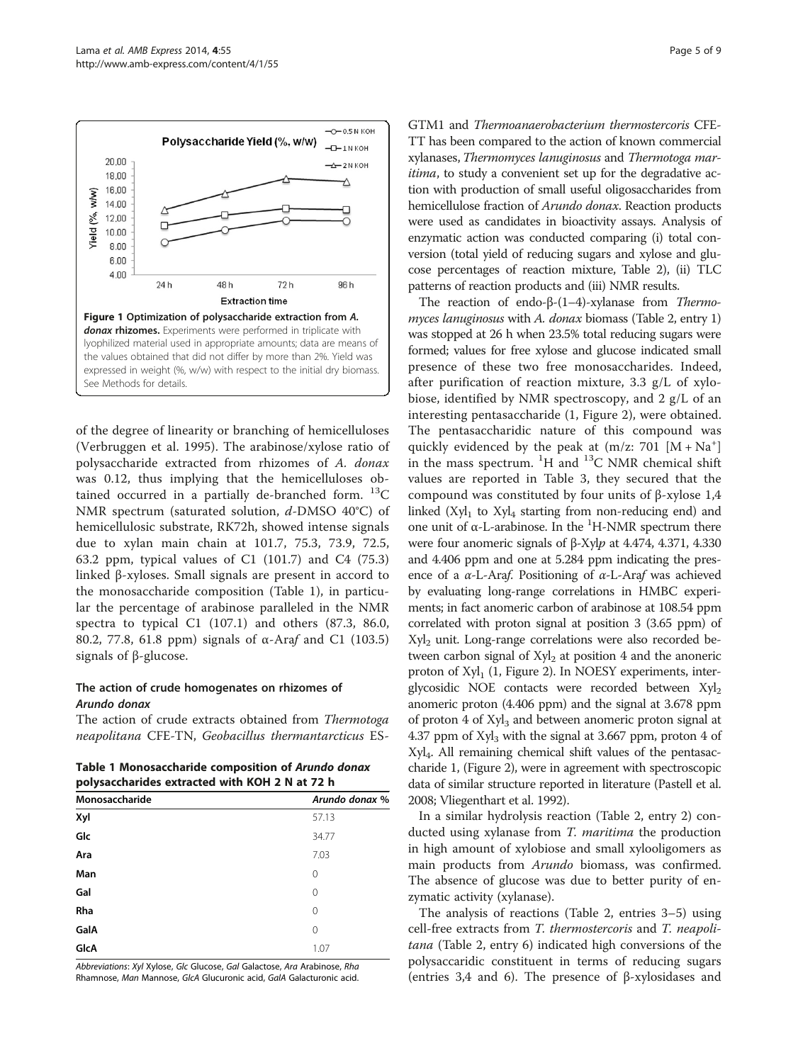Figure 1 Optimization of polysaccharide extraction from *A. donax* rhizomes. Experiments were performed in triplicate with lyophilized material used in appropriate amounts; data are means of the values obtained that did not differ by more than 2%. Yield was expressed in weight (%, w/w) with respect to the initial dry biomass. See Methods for details.

of the degree of linearity or branching of hemicelluloses (Verbruggen et al. 1995). The arabinose/xylose ratio of polysaccharide extracted from rhizomes of *A. donax* was 0.12, thus implying that the hemicelluloses obtained occurred in a partially de-branched form. $^{13}$C NMR spectrum (saturated solution, *d*-DMSO 40°C) of hemicellulosic substrate, RK72h, showed intense signals due to xylan main chain at 101.7, 75.3, 73.9, 72.5, 63.2 ppm, typical values of C1 (101.7) and C4 (75.3) linked β-xyloses. Small signals are present in accord to the monosaccharide composition (Table 1), in particular the percentage of arabinose paralleled in the NMR spectra to typical C1 (107.1) and others (87.3, 86.0, 80.2, 77.8, 61.8 ppm) signals of α-Ara*f* and C1 (103.5) signals of β-glucose.

### The action of crude homogenates on rhizomes of *Arundo donax*

The action of crude extracts obtained from *Thermotoga neapolitana* CFE-TN, *Geobacillus thermantarcticus* ES-GTM1 and *Thermoanaerobacterium thermostercoris* CFE-TT has been compared to the action of known commercial xylanases, *Thermomyces lanuginosus* and *Thermotoga maritima*, to study a convenient set up for the degradative action with production of small useful oligosaccharides from hemicellulose fraction of *Arundo donax*. Reaction products were used as candidates in bioactivity assays. Analysis of enzymatic action was conducted comparing (i) total conversion (total yield of reducing sugars and xylose and glucose percentages of reaction mixture, Table 2), (ii) TLC patterns of reaction products and (iii) NMR results.

**Table 1 Monosaccharide composition of *Arundo donax* polysaccharides extracted with KOH 2 N at 72 h**

| Monosaccharide | *Arundo donax* % |
|---|---|
| **Xyl** | 57.13 |
| **Glc** | 34.77 |
| **Ara** | 7.03 |
| **Man** | 0 |
| **Gal** | 0 |
| **Rha** | 0 |
| **GalA** | 0 |
| **GlcA** | 1.07 |

*Abbreviations*: *Xyl* Xylose, *Glc* Glucose, *Gal* Galactose, *Ara* Arabinose, *Rha* Rhamnose, *Man* Mannose, *GlcA* Glucuronic acid, *GalA* Galacturonic acid.

The reaction of endo-β-(1–4)-xylanase from *Thermomyces lanuginosus* with *A. donax* biomass (Table 2, entry 1) was stopped at 26 h when 23.5% total reducing sugars were formed; values for free xylose and glucose indicated small presence of these two free monosaccharides. Indeed, after purification of reaction mixture, 3.3 g/L of xylobiose, identified by NMR spectroscopy, and 2 g/L of an interesting pentasaccharide (1, Figure 2), were obtained. The pentasaccharidic nature of this compound was quickly evidenced by the peak at (m/z: 701 $[M + Na^+]$ in the mass spectrum. $^1$H and $^{13}$C NMR chemical shift values are reported in Table 3, they secured that the compound was constituted by four units of β-xylose 1,4 linked ($Xyl_1$ to $Xyl_4$ starting from non-reducing end) and one unit of α-L-arabinose. In the $^1$H-NMR spectrum there were four anomeric signals of β-Xyl*p* at 4.474, 4.371, 4.330 and 4.406 ppm and one at 5.284 ppm indicating the presence of a α-L-Ara*f*. Positioning of α-L-Ara*f* was achieved by evaluating long-range correlations in HMBC experiments; in fact anomeric carbon of arabinose at 108.54 ppm correlated with proton signal at position 3 (3.65 ppm) of $Xyl_2$ unit. Long-range correlations were also recorded between carbon signal of $Xyl_2$ at position 4 and the anoneric proton of $Xyl_1$ (1, Figure 2). In NOESY experiments, interglycosidic NOE contacts were recorded between $Xyl_2$ anomeric proton (4.406 ppm) and the signal at 3.678 ppm of proton 4 of $Xyl_3$ and between anomeric proton signal at 4.37 ppm of $Xyl_3$ with the signal at 3.667 ppm, proton 4 of $Xyl_4$. All remaining chemical shift values of the pentasaccharide 1, (Figure 2), were in agreement with spectroscopic data of similar structure reported in literature (Pastell et al. 2008; Vliegenthart et al. 1992).

In a similar hydrolysis reaction (Table 2, entry 2) conducted using xylanase from *T. maritima* the production in high amount of xylobiose and small xylooligomers as main products from *Arundo* biomass, was confirmed. The absence of glucose was due to better purity of enzymatic activity (xylanase).

The analysis of reactions (Table 2, entries 3–5) using cell-free extracts from *T. thermostercoris* and *T. neapolitana* (Table 2, entry 6) indicated high conversions of the polysaccaridic constituent in terms of reducing sugars (entries 3,4 and 6). The presence of β-xylosidases and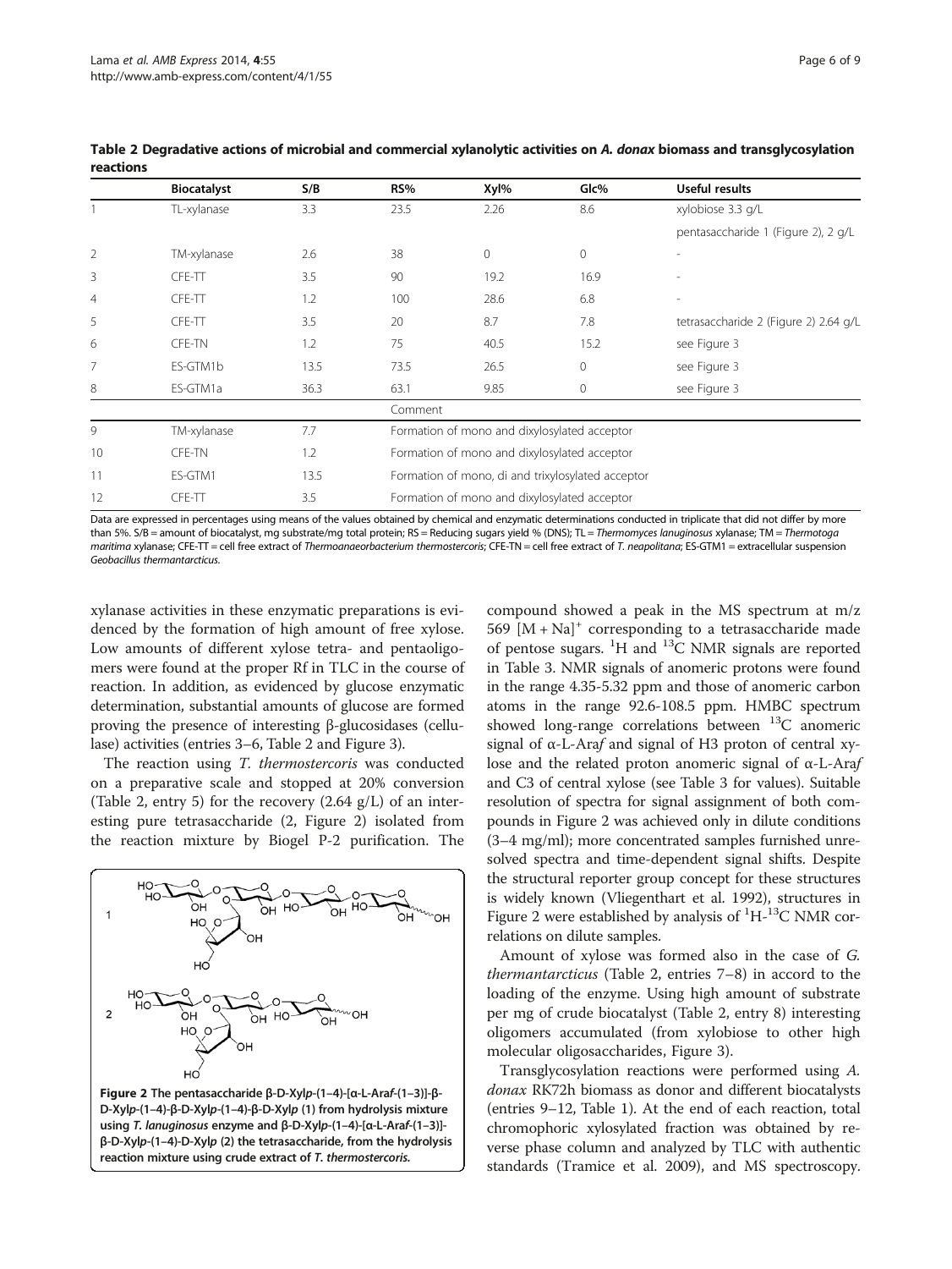**Table 2 Degradative actions of microbial and commercial xylanolytic activities on *A. donax* biomass and transglycosylation reactions**

| | Biocatalyst | S/B | RS% | Xyl% | Glc% | Useful results |
|---|---|---|---|---|---|---|
| 1 | TL-xylanase | 3.3 | 23.5 | 2.26 | 8.6 | xylobiose 3.3 g/L |
| | | | | | | pentasaccharide 1 (Figure 2), 2 g/L |
| 2 | TM-xylanase | 2.6 | 38 | 0 | 0 | - |
| 3 | CFE-TT | 3.5 | 90 | 19.2 | 16.9 | - |
| 4 | CFE-TT | 1.2 | 100 | 28.6 | 6.8 | - |
| 5 | CFE-TT | 3.5 | 20 | 8.7 | 7.8 | tetrasaccharide 2 (Figure 2) 2.64 g/L |
| 6 | CFE-TN | 1.2 | 75 | 40.5 | 15.2 | see Figure 3 |
| 7 | ES-GTM1b | 13.5 | 73.5 | 26.5 | 0 | see Figure 3 |
| 8 | ES-GTM1a | 36.3 | 63.1 | 9.85 | 0 | see Figure 3 |
| | | | Comment | | | |
| 9 | TM-xylanase | 7.7 | Formation of mono and dixylosylated acceptor | | | |
| 10 | CFE-TN | 1.2 | Formation of mono and dixylosylated acceptor | | | |
| 11 | ES-GTM1 | 13.5 | Formation of mono, di and trixylosylated acceptor | | | |
| 12 | CFE-TT | 3.5 | Formation of mono and dixylosylated acceptor | | | |

Data are expressed in percentages using means of the values obtained by chemical and enzymatic determinations conducted in triplicate that did not differ by more than 5%. S/B = amount of biocatalyst, mg substrate/mg total protein; RS = Reducing sugars yield % (DNS); TL = *Thermomyces lanuginosus* xylanase; TM = *Thermotoga maritima* xylanase; CFE-TT = cell free extract of *Thermoanaerobacterium thermostercoris*; CFE-TN = cell free extract of *T. neapolitana*; ES-GTM1 = extracellular suspension *Geobacillus thermantarcticus*.

xylanase activities in these enzymatic preparations is evidenced by the formation of high amount of free xylose. Low amounts of different xylose tetra- and pentaoligomers were found at the proper Rf in TLC in the course of reaction. In addition, as evidenced by glucose enzymatic determination, substantial amounts of glucose are formed proving the presence of interesting β-glucosidases (cellulase) activities (entries 3–6, Table 2 and Figure 3).

The reaction using *T. thermostercoris* was conducted on a preparative scale and stopped at 20% conversion (Table 2, entry 5) for the recovery (2.64 g/L) of an interesting pure tetrasaccharide (2, Figure 2) isolated from the reaction mixture by Biogel P-2 purification. The compound showed a peak in the MS spectrum at m/z 569 $[M + Na]^+$ corresponding to a tetrasaccharide made of pentose sugars. $^1H$ and $^{13}C$ NMR signals are reported in Table 3. NMR signals of anomeric protons were found in the range 4.35-5.32 ppm and those of anomeric carbon atoms in the range 92.6-108.5 ppm. HMBC spectrum showed long-range correlations between $^{13}C$ anomeric signal of α-L-Ara*f* and signal of H3 proton of central xylose and the related proton anomeric signal of α-L-Ara*f* and C3 of central xylose (see Table 3 for values). Suitable resolution of spectra for signal assignment of both compounds in Figure 2 was achieved only in dilute conditions (3–4 mg/ml); more concentrated samples furnished unresolved spectra and time-dependent signal shifts. Despite the structural reporter group concept for these structures is widely known (Vliegenthart et al. 1992), structures in Figure 2 were established by analysis of $^1H$-$^{13}C$ NMR correlations on dilute samples.

**Figure 2** The pentasaccharide β-D-Xyl*p*-(1–4)-[α-L-Ara*f*-(1–3)]-β-D-Xyl*p*-(1–4)-β-D-Xyl*p*-(1–4)-β-D-Xyl*p* (1) from hydrolysis mixture using *T. lanuginosus* enzyme and β-D-Xyl*p*-(1–4)-[α-L-Ara*f*-(1–3)]-β-D-Xyl*p*-(1–4)-D-Xyl*p* (2) the tetrasaccharide, from the hydrolysis reaction mixture using crude extract of *T. thermostercoris*.

Amount of xylose was formed also in the case of *G. thermantarcticus* (Table 2, entries 7–8) in accord to the loading of the enzyme. Using high amount of substrate per mg of crude biocatalyst (Table 2, entry 8) interesting oligomers accumulated (from xylobiose to other high molecular oligosaccharides, Figure 3).

Transglycosylation reactions were performed using *A. donax* RK72h biomass as donor and different biocatalysts (entries 9–12, Table 1). At the end of each reaction, total chromophoric xylosylated fraction was obtained by reverse phase column and analyzed by TLC with authentic standards (Tramice et al. 2009), and MS spectroscopy.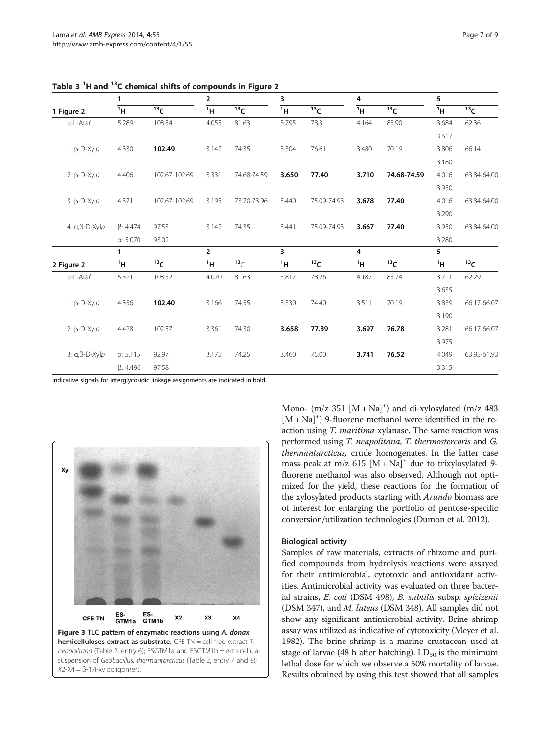**Table 3 $^1$H and $^{13}$C chemical shifts of compounds in Figure 2**

| 1 Figure 2 | 1 | | 2 | | 3 | | 4 | | 5 | |
|---|---|---|---|---|---|---|---|---|---|---|
| | $^1$H | $^{13}$C | $^1$H | $^{13}$C | $^1$H | $^{13}$C | $^1$H | $^{13}$C | $^1$H | $^{13}$C |
| α-L-Ara*f* | 5.289 | 108.54 | 4.055 | 81.63 | 3.795 | 78.3 | 4.164 | 85.90 | 3.684 | 62.36 |
| | | | | | | | | | 3.617 | |
| 1: β-D-Xyl*p* | 4.330 | **102.49** | 3.142 | 74.35 | 3.304 | 76.61 | 3.480 | 70.19 | 3.806 | 66.14 |
| | | | | | | | | | 3.180 | |
| 2: β-D-Xyl*p* | 4.406 | 102.67-102.69 | 3.331 | 74.68-74.59 | **3.650** | **77.40** | **3.710** | **74.68-74.59** | 4.016 | 63.84-64.00 |
| | | | | | | | | | 3.950 | |
| 3: β-D-Xyl*p* | 4.371 | 102.67-102.69 | 3.195 | 73.70-73.96 | 3.440 | 75.09-74.93 | **3.678** | **77.40** | 4.016 | 63.84-64.00 |
| | | | | | | | | | 3.290 | |
| 4: α,β-D-Xyl*p* | β: 4.474 | 97.53 | 3.142 | 74.35 | 3.441 | 75.09-74.93 | **3.667** | **77.40** | 3.950 | 63.84-64.00 |
| | α: 5.070 | 93.02 | | | | | | | 3.280 | |
| **2 Figure 2** | **1** | | **2** | | **3** | | **4** | | **5** | |
| | $^1$H | $^{13}$C | $^1$H | $^{13}$C | $^1$H | $^{13}$C | $^1$H | $^{13}$C | $^1$H | $^{13}$C |
| α-L-Ara*f* | 5.321 | 108.52 | 4.070 | 81.63 | 3.817 | 78.26 | 4.187 | 85.74 | 3.711 | 62.29 |
| | | | | | | | | | 3.635 | |
| 1: β-D-Xyl*p* | 4.356 | **102.40** | 3.166 | 74.55 | 3.330 | 74.40 | 3.511 | 70.19 | 3.839 | 66.17-66.07 |
| | | | | | | | | | 3.190 | |
| 2: β-D-Xyl*p* | 4.428 | 102.57 | 3.361 | 74.30 | **3.658** | **77.39** | **3.697** | **76.78** | 3.281 | 66.17-66.07 |
| | | | | | | | | | 3.975 | |
| 3: α,β-D-Xyl*p* | α: 5.115 | 92.97 | 3.175 | 74.25 | 3.460 | 75.00 | **3.741** | **76.52** | 4.049 | 63.95-61.93 |
| | β: 4.496 | 97.58 | | | | | | | 3.315 | |

Indicative signals for interglycosidic linkage assignments are indicated in bold.

**Figure 3 TLC pattern of enzymatic reactions using *A. donax* hemicelluloses extract as substrate.** CFE-TN = cell-free extract *T. neapolitana* (Table 2, entry 6); ESGTM1a and ESGTM1b = extracellular suspension of *Geobacillus. thermantarcticus* (Table 2, entry 7 and 8); X2-X4 = β-1,4-xylooligomers.

Mono- (m/z 351 $[M + Na]^+$) and di-xylosylated (m/z 483 $[M + Na]^+$) 9-fluorene methanol were identified in the reaction using *T. maritima* xylanase. The same reaction was performed using *T. neapolitana, T. thermostercoris* and *G. thermantarcticus,* crude homogenates. In the latter case mass peak at m/z 615 $[M + Na]^+$ due to trixylosylated 9-fluorene methanol was also observed. Although not optimized for the yield, these reactions for the formation of the xylosylated products starting with *Arundo* biomass are of interest for enlarging the portfolio of pentose-specific conversion/utilization technologies (Dumon et al. 2012).

### Biological activity

Samples of raw materials, extracts of rhizome and purified compounds from hydrolysis reactions were assayed for their antimicrobial, cytotoxic and antioxidant activities. Antimicrobial activity was evaluated on three bacterial strains, *E. coli* (DSM 498), *B. subtilis* subsp. *spizizenii* (DSM 347), and *M. luteus* (DSM 348). All samples did not show any significant antimicrobial activity. Brine shrimp assay was utilized as indicative of cytotoxicity (Meyer et al. 1982). The brine shrimp is a marine crustacean used at stage of larvae (48 h after hatching). $LD_{50}$ is the minimum lethal dose for which we observe a 50% mortality of larvae. Results obtained by using this test showed that all samples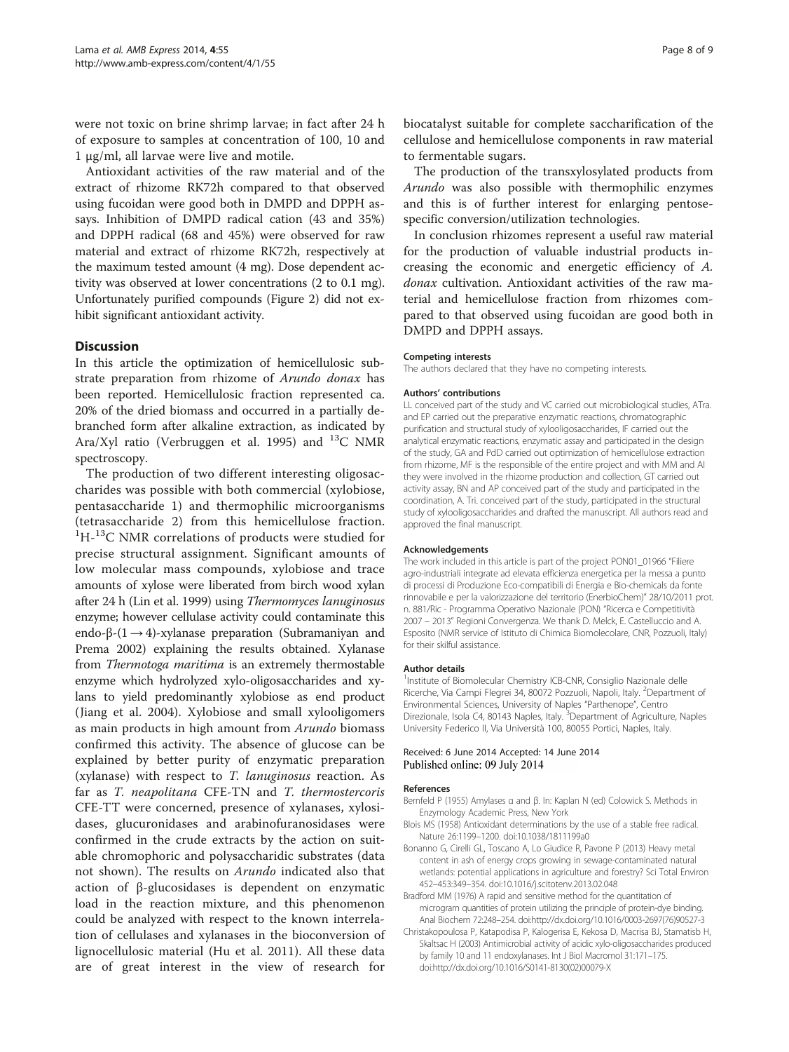were not toxic on brine shrimp larvae; in fact after 24 h of exposure to samples at concentration of 100, 10 and 1 μg/ml, all larvae were live and motile.

Antioxidant activities of the raw material and of the extract of rhizome RK72h compared to that observed using fucoidan were good both in DMPD and DPPH assays. Inhibition of DMPD radical cation (43 and 35%) and DPPH radical (68 and 45%) were observed for raw material and extract of rhizome RK72h, respectively at the maximum tested amount (4 mg). Dose dependent activity was observed at lower concentrations (2 to 0.1 mg). Unfortunately purified compounds (Figure 2) did not exhibit significant antioxidant activity.

## Discussion

In this article the optimization of hemicellulosic substrate preparation from rhizome of *Arundo donax* has been reported. Hemicellulosic fraction represented ca. 20% of the dried biomass and occurred in a partially debranched form after alkaline extraction, as indicated by Ara/Xyl ratio (Verbruggen et al. 1995) and $^{13}$C NMR spectroscopy.

The production of two different interesting oligosaccharides was possible with both commercial (xylobiose, pentasaccharide 1) and thermophilic microorganisms (tetrasaccharide 2) from this hemicellulose fraction. $^{1}$H-$^{13}$C NMR correlations of products were studied for precise structural assignment. Significant amounts of low molecular mass compounds, xylobiose and trace amounts of xylose were liberated from birch wood xylan after 24 h (Lin et al. 1999) using *Thermomyces lanuginosus* enzyme; however cellulase activity could contaminate this endo-β-(1 → 4)-xylanase preparation (Subramaniyan and Prema 2002) explaining the results obtained. Xylanase from *Thermotoga maritima* is an extremely thermostable enzyme which hydrolyzed xylo-oligosaccharides and xylans to yield predominantly xylobiose as end product (Jiang et al. 2004). Xylobiose and small xylooligomers as main products in high amount from *Arundo* biomass confirmed this activity. The absence of glucose can be explained by better purity of enzymatic preparation (xylanase) with respect to *T. lanuginosus* reaction. As far as *T. neapolitana* CFE-TN and *T. thermostercoris* CFE-TT were concerned, presence of xylanases, xylosidases, glucuronidases and arabinofuranosidases were confirmed in the crude extracts by the action on suitable chromophoric and polysaccharidic substrates (data not shown). The results on *Arundo* indicated also that action of β-glucosidases is dependent on enzymatic load in the reaction mixture, and this phenomenon could be analyzed with respect to the known interrelation of cellulases and xylanases in the bioconversion of lignocellulosic material (Hu et al. 2011). All these data are of great interest in the view of research for biocatalyst suitable for complete saccharification of the cellulose and hemicellulose components in raw material to fermentable sugars.

The production of the transxylosylated products from *Arundo* was also possible with thermophilic enzymes and this is of further interest for enlarging pentose-specific conversion/utilization technologies.

In conclusion rhizomes represent a useful raw material for the production of valuable industrial products increasing the economic and energetic efficiency of *A. donax* cultivation. Antioxidant activities of the raw material and hemicellulose fraction from rhizomes compared to that observed using fucoidan are good both in DMPD and DPPH assays.

#### Competing interests

The authors declared that they have no competing interests.

#### Authors' contributions

LL conceived part of the study and VC carried out microbiological studies, ATra. and EP carried out the preparative enzymatic reactions, chromatographic purification and structural study of xylooligosaccharides, IF carried out the analytical enzymatic reactions, enzymatic assay and participated in the design of the study, GA and PdD carried out optimization of hemicellulose extraction from rhizome, MF is the responsible of the entire project and with MM and AI they were involved in the rhizome production and collection, GT carried out activity assay, BN and AP conceived part of the study and participated in the coordination, A. Tri. conceived part of the study, participated in the structural study of xylooligosaccharides and drafted the manuscript. All authors read and approved the final manuscript.

#### Acknowledgements

The work included in this article is part of the project PON01_01966 "Filiere agro-industriali integrate ad elevata efficienza energetica per la messa a punto di processi di Produzione Eco-compatibili di Energia e Bio-chemicals da fonte rinnovabile e per la valorizzazione del territorio (EnerbioChem)" 28/10/2011 prot. n. 881/Ric - Programma Operativo Nazionale (PON) "Ricerca e Competitività 2007 – 2013" Regioni Convergenza. We thank D. Melck, E. Castelluccio and A. Esposito (NMR service of Istituto di Chimica Biomolecolare, CNR, Pozzuoli, Italy) for their skilful assistance.

#### Author details

[1]Institute of Biomolecular Chemistry ICB-CNR, Consiglio Nazionale delle Ricerche, Via Campi Flegrei 34, 80072 Pozzuoli, Napoli, Italy. [2]Department of Environmental Sciences, University of Naples "Parthenope", Centro Direzionale, Isola C4, 80143 Naples, Italy. [3]Department of Agriculture, Naples University Federico II, Via Università 100, 80055 Portici, Naples, Italy.

Received: 6 June 2014 Accepted: 14 June 2014
Published online: 09 July 2014

#### References

- Bernfeld P (1955) Amylases α and β. In: Kaplan N (ed) Colowick S. Methods in Enzymology Academic Press, New York
- Blois MS (1958) Antioxidant determinations by the use of a stable free radical. Nature 26:1199–1200. doi:10.1038/1811199a0
- Bonanno G, Cirelli GL, Toscano A, Lo Giudice R, Pavone P (2013) Heavy metal content in ash of energy crops growing in sewage-contaminated natural wetlands: potential applications in agriculture and forestry? Sci Total Environ 452–453:349–354. doi:10.1016/j.scitotenv.2013.02.048
- Bradford MM (1976) A rapid and sensitive method for the quantitation of microgram quantities of protein utilizing the principle of protein-dye binding. Anal Biochem 72:248–254. doi:http://dx.doi.org/10.1016/0003-2697(76)90527-3
- Christakopoulosa P, Katapodisa P, Kalogerisa E, Kekosa D, Macrisa BJ, Stamatisb H, Skaltsac H (2003) Antimicrobial activity of acidic xylo-oligosaccharides produced by family 10 and 11 endoxylanases. Int J Biol Macromol 31:171–175. doi:http://dx.doi.org/10.1016/S0141-8130(02)00079-X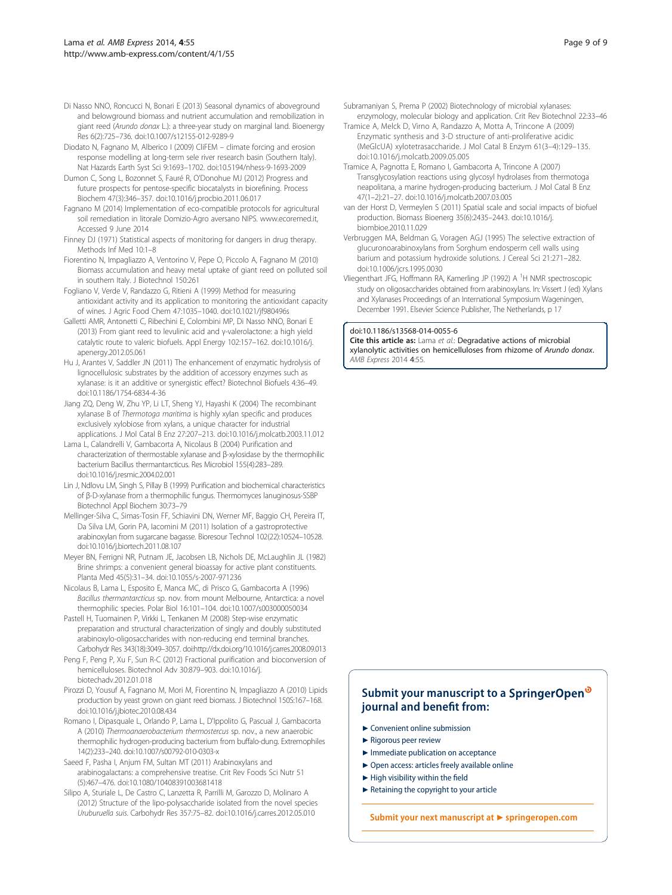Di Nasso NNO, Roncucci N, Bonari E (2013) Seasonal dynamics of aboveground and belowground biomass and nutrient accumulation and remobilization in giant reed (*Arundo donax* L.): a three-year study on marginal land. Bioenergy Res 6(2):725–736. doi:10.1007/s12155-012-9289-9

Diodato N, Fagnano M, Alberico I (2009) CliFEM – climate forcing and erosion response modelling at long-term sele river research basin (Southern Italy). Nat Hazards Earth Syst Sci 9:1693–1702. doi:10.5194/nhess-9-1693-2009

Dumon C, Song L, Bozonnet S, Fauré R, O'Donohue MJ (2012) Progress and future prospects for pentose-specific biocatalysts in biorefining. Process Biochem 47(3):346–357. doi:10.1016/j.procbio.2011.06.017

Fagnano M (2014) Implementation of eco-compatible protocols for agricultural soil remediation in litorale Domizio-Agro aversano NIPS. www.ecoremed.it, Accessed 9 June 2014

Finney DJ (1971) Statistical aspects of monitoring for dangers in drug therapy. Methods Inf Med 10:1–8

Fiorentino N, Impagliazzo A, Ventorino V, Pepe O, Piccolo A, Fagnano M (2010) Biomass accumulation and heavy metal uptake of giant reed on polluted soil in southern Italy. J Biotechnol 150:261

Fogliano V, Verde V, Randazzo G, Ritieni A (1999) Method for measuring antioxidant activity and its application to monitoring the antioxidant capacity of wines. J Agric Food Chem 47:1035–1040. doi:10.1021/jf980496s

Galletti AMR, Antonetti C, Ribechini E, Colombini MP, Di Nasso NNO, Bonari E (2013) From giant reed to levulinic acid and γ-valerolactone: a high yield catalytic route to valeric biofuels. Appl Energy 102:157–162. doi:10.1016/j.apenergy.2012.05.061

Hu J, Arantes V, Saddler JN (2011) The enhancement of enzymatic hydrolysis of lignocellulosic substrates by the addition of accessory enzymes such as xylanase: is it an additive or synergistic effect? Biotechnol Biofuels 4:36–49. doi:10.1186/1754-6834-4-36

Jiang ZQ, Deng W, Zhu YP, Li LT, Sheng YJ, Hayashi K (2004) The recombinant xylanase B of *Thermotoga maritima* is highly xylan specific and produces exclusively xylobiose from xylans, a unique character for industrial applications. J Mol Catal B Enz 27:207–213. doi:10.1016/j.molcatb.2003.11.012

Lama L, Calandrelli V, Gambacorta A, Nicolaus B (2004) Purification and characterization of thermostable xylanase and β-xylosidase by the thermophilic bacterium Bacillus thermantarcticus. Res Microbiol 155(4):283–289. doi:10.1016/j.resmic.2004.02.001

Lin J, Ndlovu LM, Singh S, Pillay B (1999) Purification and biochemical characteristics of β-D-xylanase from a thermophilic fungus. Thermomyces lanuginosus-SSBP Biotechnol Appl Biochem 30:73–79

Mellinger-Silva C, Simas-Tosin FF, Schiavini DN, Werner MF, Baggio CH, Pereira IT, Da Silva LM, Gorin PA, Iacomini M (2011) Isolation of a gastroprotective arabinoxylan from sugarcane bagasse. Bioresour Technol 102(22):10524–10528. doi:10.1016/j.biortech.2011.08.107

Meyer BN, Ferrigni NR, Putnam JE, Jacobsen LB, Nichols DE, McLaughlin JL (1982) Brine shrimps: a convenient general bioassay for active plant constituents. Planta Med 45(5):31–34. doi:10.1055/s-2007-971236

Nicolaus B, Lama L, Esposito E, Manca MC, di Prisco G, Gambacorta A (1996) *Bacillus thermantarcticus* sp. nov. from mount Melbourne, Antarctica: a novel thermophilic species. Polar Biol 16:101–104. doi:10.1007/s003000050034

Pastell H, Tuomainen P, Virkki L, Tenkanen M (2008) Step-wise enzymatic preparation and structural characterization of singly and doubly substituted arabinoxylo-oligosaccharides with non-reducing end terminal branches. Carbohydr Res 343(18):3049–3057. doi:http://dx.doi.org/10.1016/j.carres.2008.09.013

Peng F, Peng P, Xu F, Sun R-C (2012) Fractional purification and bioconversion of hemicelluloses. Biotechnol Adv 30:879–903. doi:10.1016/j.biotechadv.2012.01.018

Pirozzi D, Yousuf A, Fagnano M, Mori M, Fiorentino N, Impagliazzo A (2010) Lipids production by yeast grown on giant reed biomass. J Biotechnol 150S:167–168. doi:10.1016/j.jbiotec.2010.08.434

Romano I, Dipasquale L, Orlando P, Lama L, D'Ippolito G, Pascual J, Gambacorta A (2010) *Thermoanaerobacterium thermostercus* sp. nov., a new anaerobic thermophilic hydrogen-producing bacterium from buffalo-dung. Extremophiles 14(2):233–240. doi:10.1007/s00792-010-0303-x

Saeed F, Pasha I, Anjum FM, Sultan MT (2011) Arabinoxylans and arabinogalactans: a comprehensive treatise. Crit Rev Foods Sci Nutr 51 (5):467–476. doi:10.1080/10408391003681418

Silipo A, Sturiale L, De Castro C, Lanzetta R, Parrilli M, Garozzo D, Molinaro A (2012) Structure of the lipo-polysaccharide isolated from the novel species *Uruburuella suis*. Carbohydr Res 357:75–82. doi:10.1016/j.carres.2012.05.010

Subramaniyan S, Prema P (2002) Biotechnology of microbial xylanases: enzymology, molecular biology and application. Crit Rev Biotechnol 22:33–46

Tramice A, Melck D, Virno A, Randazzo A, Motta A, Trincone A (2009) Enzymatic synthesis and 3-D structure of anti-proliferative acidic (MeGlcUA) xylotetrasaccharide. J Mol Catal B Enzym 61(3–4):129–135. doi:10.1016/j.molcatb.2009.05.005

Tramice A, Pagnotta E, Romano I, Gambacorta A, Trincone A (2007) Transglycosylation reactions using glycosyl hydrolases from thermotoga neapolitana, a marine hydrogen-producing bacterium. J Mol Catal B Enz 47(1–2):21–27. doi:10.1016/j.molcatb.2007.03.005

van der Horst D, Vermeylen S (2011) Spatial scale and social impacts of biofuel production. Biomass Bioenerg 35(6):2435–2443. doi:10.1016/j.biombioe.2010.11.029

Verbruggen MA, Beldman G, Voragen AGJ (1995) The selective extraction of glucuronoarabinoxylans from Sorghum endosperm cell walls using barium and potassium hydroxide solutions. J Cereal Sci 21:271–282. doi:10.1006/jcrs.1995.0030

Vliegenthart JFG, Hoffmann RA, Kamerling JP (1992) A $^{1}$H NMR spectroscopic study on oligosaccharides obtained from arabinoxylans. In: Vissert J (ed) Xylans and Xylanases Proceedings of an International Symposium Wageningen, December 1991. Elsevier Science Publisher, The Netherlands, p 17

doi:10.1186/s13568-014-0055-6

**Cite this article as:** Lama *et al.*: Degradative actions of microbial xylanolytic activities on hemicelluloses from rhizome of *Arundo donax*. *AMB Express* 2014 **4**:55.

**Submit your manuscript to a SpringerOpen journal and benefit from:**

- ► Convenient online submission
- ► Rigorous peer review
- ► Immediate publication on acceptance
- ► Open access: articles freely available online
- ► High visibility within the field
- ► Retaining the copyright to your article

**Submit your next manuscript at ► springeropen.com**